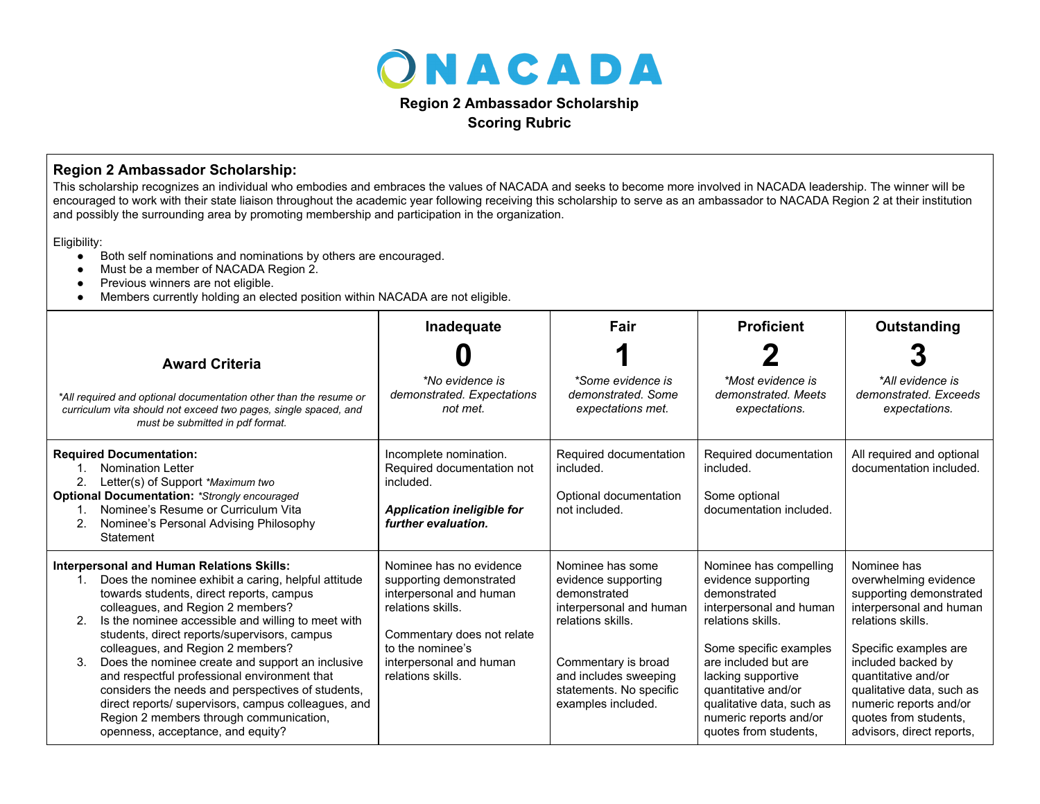# NACADA

**Region 2 Ambassador Scholarship**
**Scoring Rubric**

## Region 2 Ambassador Scholarship:

This scholarship recognizes an individual who embodies and embraces the values of NACADA and seeks to become more involved in NACADA leadership. The winner will be encouraged to work with their state liaison throughout the academic year following receiving this scholarship to serve as an ambassador to NACADA Region 2 at their institution and possibly the surrounding area by promoting membership and participation in the organization.

Eligibility:

- Both self nominations and nominations by others are encouraged.
- Must be a member of NACADA Region 2.
- Previous winners are not eligible.
- Members currently holding an elected position within NACADA are not eligible.

| **Award Criteria**<br><br>*\*All required and optional documentation other than the resume or curriculum vita should not exceed two pages, single spaced, and must be submitted in pdf format.* | **Inadequate**<br>**0**<br>*\*No evidence is demonstrated. Expectations not met.* | **Fair**<br>**1**<br>*\*Some evidence is demonstrated. Some expectations met.* | **Proficient**<br>**2**<br>*\*Most evidence is demonstrated. Meets expectations.* | **Outstanding**<br>**3**<br>*\*All evidence is demonstrated. Exceeds expectations.* |
|---|---|---|---|---|
| **Required Documentation:**<br>1. Nomination Letter<br>2. Letter(s) of Support *\*Maximum two*<br>**Optional Documentation:** *\*Strongly encouraged*<br>1. Nominee's Resume or Curriculum Vita<br>2. Nominee's Personal Advising Philosophy Statement | Incomplete nomination. Required documentation not included.<br><br>***Application ineligible for further evaluation.*** | Required documentation included.<br><br>Optional documentation not included. | Required documentation included.<br><br>Some optional documentation included. | All required and optional documentation included. |
| **Interpersonal and Human Relations Skills:**<br>1. Does the nominee exhibit a caring, helpful attitude towards students, direct reports, campus colleagues, and Region 2 members?<br>2. Is the nominee accessible and willing to meet with students, direct reports/supervisors, campus colleagues, and Region 2 members?<br>3. Does the nominee create and support an inclusive and respectful professional environment that considers the needs and perspectives of students, direct reports/ supervisors, campus colleagues, and Region 2 members through communication, openness, acceptance, and equity? | Nominee has no evidence supporting demonstrated interpersonal and human relations skills.<br><br>Commentary does not relate to the nominee's interpersonal and human relations skills. | Nominee has some evidence supporting demonstrated interpersonal and human relations skills.<br><br>Commentary is broad and includes sweeping statements. No specific examples included. | Nominee has compelling evidence supporting demonstrated interpersonal and human relations skills.<br><br>Some specific examples are included but are lacking supportive quantitative and/or qualitative data, such as numeric reports and/or quotes from students, | Nominee has overwhelming evidence supporting demonstrated interpersonal and human relations skills.<br><br>Specific examples are included backed by quantitative and/or qualitative data, such as numeric reports and/or quotes from students, advisors, direct reports, |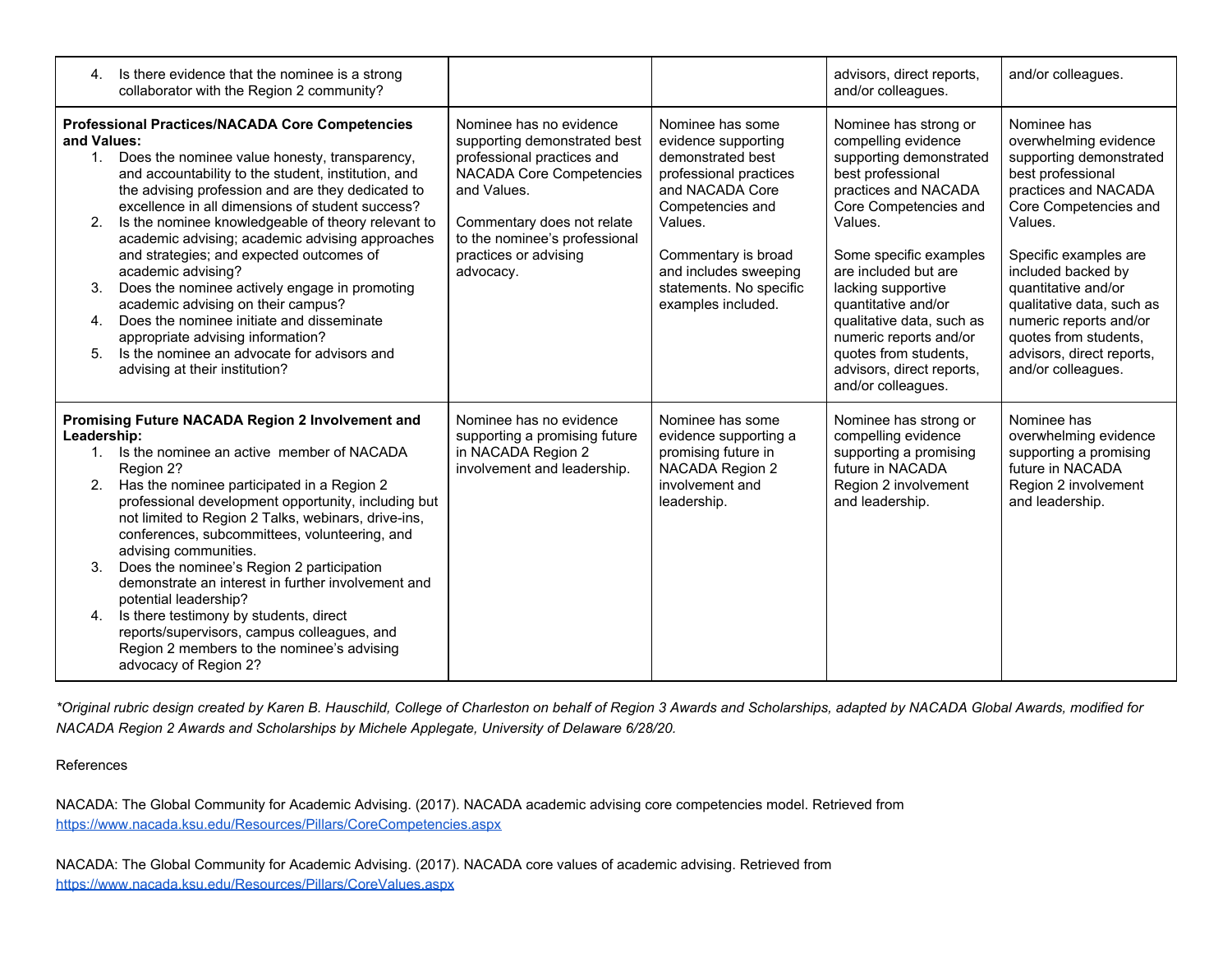| | | | | |
|---|---|---|---|---|
| 4. Is there evidence that the nominee is a strong collaborator with the Region 2 community? | | | advisors, direct reports, and/or colleagues. | and/or colleagues. |
| **Professional Practices/NACADA Core Competencies and Values:**<br>1. Does the nominee value honesty, transparency, and accountability to the student, institution, and the advising profession and are they dedicated to excellence in all dimensions of student success?<br>2. Is the nominee knowledgeable of theory relevant to academic advising; academic advising approaches and strategies; and expected outcomes of academic advising?<br>3. Does the nominee actively engage in promoting academic advising on their campus?<br>4. Does the nominee initiate and disseminate appropriate advising information?<br>5. Is the nominee an advocate for advisors and advising at their institution? | Nominee has no evidence supporting demonstrated best professional practices and NACADA Core Competencies and Values.<br><br>Commentary does not relate to the nominee's professional practices or advising advocacy. | Nominee has some evidence supporting demonstrated best professional practices and NACADA Core Competencies and Values.<br><br>Commentary is broad and includes sweeping statements. No specific examples included. | Nominee has strong or compelling evidence supporting demonstrated best professional practices and NACADA Core Competencies and Values.<br><br>Some specific examples are included but are lacking supportive quantitative and/or qualitative data, such as numeric reports and/or quotes from students, advisors, direct reports, and/or colleagues. | Nominee has overwhelming evidence supporting demonstrated best professional practices and NACADA Core Competencies and Values.<br><br>Specific examples are included backed by quantitative and/or qualitative data, such as numeric reports and/or quotes from students, advisors, direct reports, and/or colleagues. |
| **Promising Future NACADA Region 2 Involvement and Leadership:**<br>1. Is the nominee an active member of NACADA Region 2?<br>2. Has the nominee participated in a Region 2 professional development opportunity, including but not limited to Region 2 Talks, webinars, drive-ins, conferences, subcommittees, volunteering, and advising communities.<br>3. Does the nominee's Region 2 participation demonstrate an interest in further involvement and potential leadership?<br>4. Is there testimony by students, direct reports/supervisors, campus colleagues, and Region 2 members to the nominee's advising advocacy of Region 2? | Nominee has no evidence supporting a promising future in NACADA Region 2 involvement and leadership. | Nominee has some evidence supporting a promising future in NACADA Region 2 involvement and leadership. | Nominee has strong or compelling evidence supporting a promising future in NACADA Region 2 involvement and leadership. | Nominee has overwhelming evidence supporting a promising future in NACADA Region 2 involvement and leadership. |

*\*Original rubric design created by Karen B. Hauschild, College of Charleston on behalf of Region 3 Awards and Scholarships, adapted by NACADA Global Awards, modified for NACADA Region 2 Awards and Scholarships by Michele Applegate, University of Delaware 6/28/20.*

References

NACADA: The Global Community for Academic Advising. (2017). NACADA academic advising core competencies model. Retrieved from https://www.nacada.ksu.edu/Resources/Pillars/CoreCompetencies.aspx

NACADA: The Global Community for Academic Advising. (2017). NACADA core values of academic advising. Retrieved from https://www.nacada.ksu.edu/Resources/Pillars/CoreValues.aspx